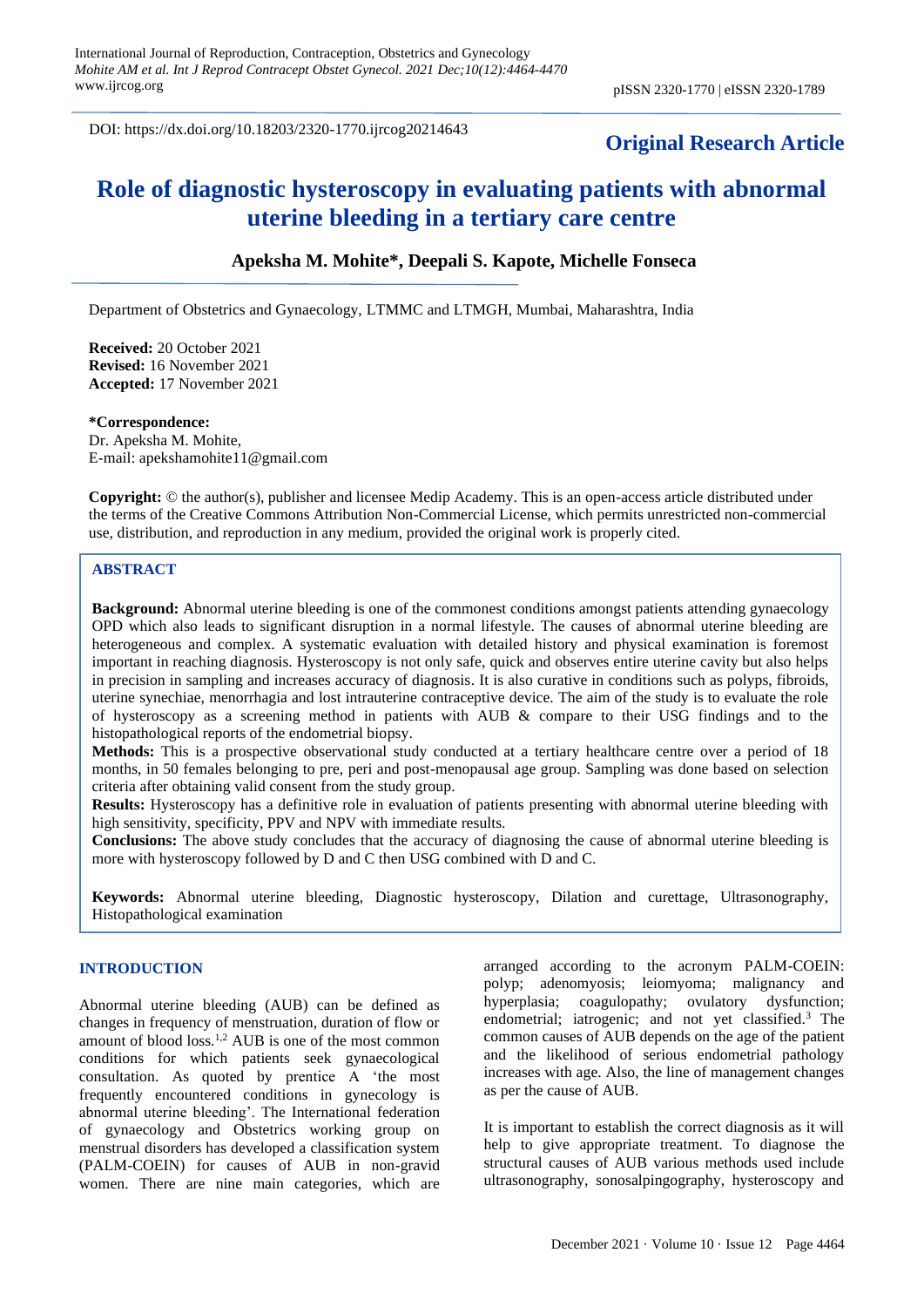DOI: https://dx.doi.org/10.18203/2320-1770.ijrcog20214643

**Original Research Article**

# Role of diagnostic hysteroscopy in evaluating patients with abnormal uterine bleeding in a tertiary care centre

**Apeksha M. Mohite\*, Deepali S. Kapote, Michelle Fonseca**

Department of Obstetrics and Gynaecology, LTMMC and LTMGH, Mumbai, Maharashtra, India

**Received:** 20 October 2021
**Revised:** 16 November 2021
**Accepted:** 17 November 2021

**\*Correspondence:**
Dr. Apeksha M. Mohite,
E-mail: apekshamohite11@gmail.com

**Copyright:** © the author(s), publisher and licensee Medip Academy. This is an open-access article distributed under the terms of the Creative Commons Attribution Non-Commercial License, which permits unrestricted non-commercial use, distribution, and reproduction in any medium, provided the original work is properly cited.

## ABSTRACT

**Background:** Abnormal uterine bleeding is one of the commonest conditions amongst patients attending gynaecology OPD which also leads to significant disruption in a normal lifestyle. The causes of abnormal uterine bleeding are heterogeneous and complex. A systematic evaluation with detailed history and physical examination is foremost important in reaching diagnosis. Hysteroscopy is not only safe, quick and observes entire uterine cavity but also helps in precision in sampling and increases accuracy of diagnosis. It is also curative in conditions such as polyps, fibroids, uterine synechiae, menorrhagia and lost intrauterine contraceptive device. The aim of the study is to evaluate the role of hysteroscopy as a screening method in patients with AUB & compare to their USG findings and to the histopathological reports of the endometrial biopsy.

**Methods:** This is a prospective observational study conducted at a tertiary healthcare centre over a period of 18 months, in 50 females belonging to pre, peri and post-menopausal age group. Sampling was done based on selection criteria after obtaining valid consent from the study group.

**Results:** Hysteroscopy has a definitive role in evaluation of patients presenting with abnormal uterine bleeding with high sensitivity, specificity, PPV and NPV with immediate results.

**Conclusions:** The above study concludes that the accuracy of diagnosing the cause of abnormal uterine bleeding is more with hysteroscopy followed by D and C then USG combined with D and C.

**Keywords:** Abnormal uterine bleeding, Diagnostic hysteroscopy, Dilation and curettage, Ultrasonography, Histopathological examination

## INTRODUCTION

Abnormal uterine bleeding (AUB) can be defined as changes in frequency of menstruation, duration of flow or amount of blood loss.[1,2] AUB is one of the most common conditions for which patients seek gynaecological consultation. As quoted by prentice A 'the most frequently encountered conditions in gynecology is abnormal uterine bleeding'. The International federation of gynaecology and Obstetrics working group on menstrual disorders has developed a classification system (PALM-COEIN) for causes of AUB in non-gravid women. There are nine main categories, which are arranged according to the acronym PALM-COEIN: polyp; adenomyosis; leiomyoma; malignancy and hyperplasia; coagulopathy; ovulatory dysfunction; endometrial; iatrogenic; and not yet classified.[3] The common causes of AUB depends on the age of the patient and the likelihood of serious endometrial pathology increases with age. Also, the line of management changes as per the cause of AUB.

It is important to establish the correct diagnosis as it will help to give appropriate treatment. To diagnose the structural causes of AUB various methods used include ultrasonography, sonosalpingography, hysteroscopy and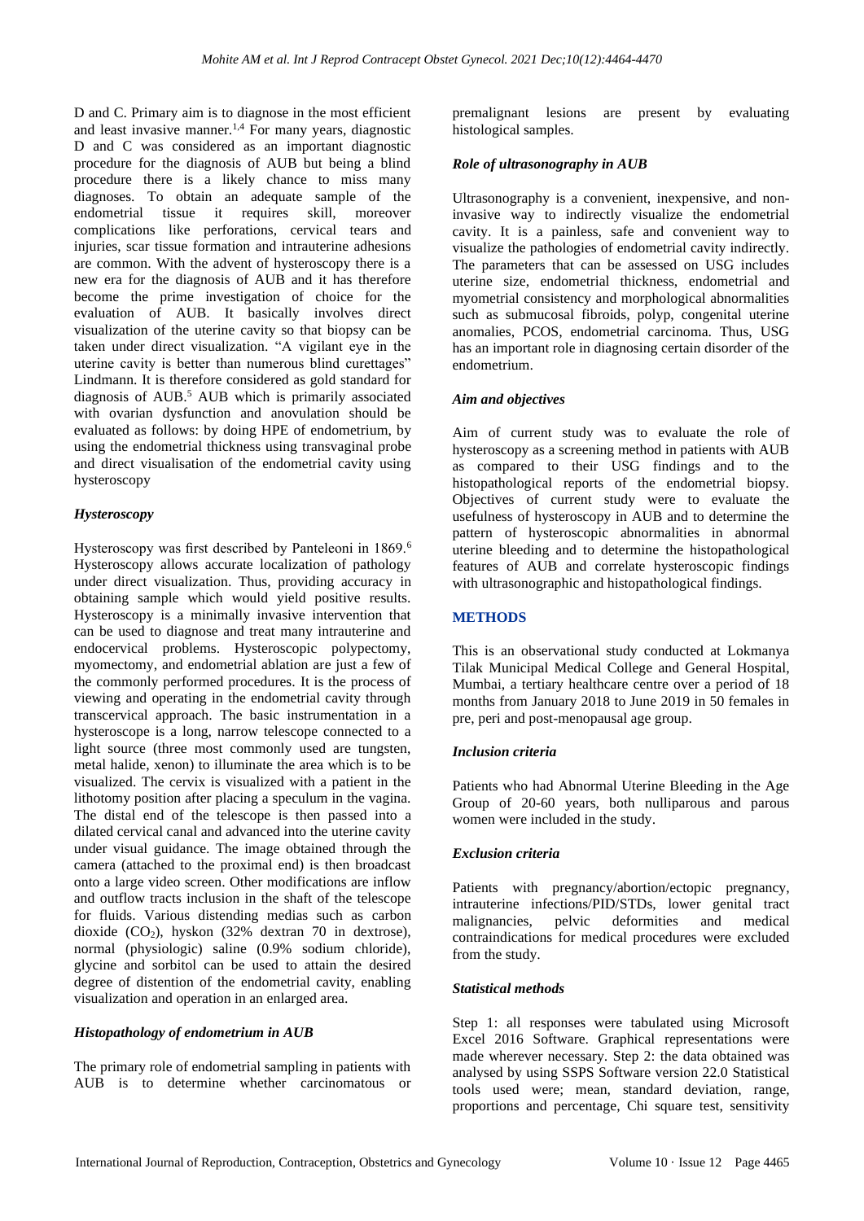D and C. Primary aim is to diagnose in the most efficient and least invasive manner.[1,4] For many years, diagnostic D and C was considered as an important diagnostic procedure for the diagnosis of AUB but being a blind procedure there is a likely chance to miss many diagnoses. To obtain an adequate sample of the endometrial tissue it requires skill, moreover complications like perforations, cervical tears and injuries, scar tissue formation and intrauterine adhesions are common. With the advent of hysteroscopy there is a new era for the diagnosis of AUB and it has therefore become the prime investigation of choice for the evaluation of AUB. It basically involves direct visualization of the uterine cavity so that biopsy can be taken under direct visualization. "A vigilant eye in the uterine cavity is better than numerous blind curettages" Lindmann. It is therefore considered as gold standard for diagnosis of AUB.[5] AUB which is primarily associated with ovarian dysfunction and anovulation should be evaluated as follows: by doing HPE of endometrium, by using the endometrial thickness using transvaginal probe and direct visualisation of the endometrial cavity using hysteroscopy

### *Hysteroscopy*

Hysteroscopy was first described by Panteleoni in 1869.[6] Hysteroscopy allows accurate localization of pathology under direct visualization. Thus, providing accuracy in obtaining sample which would yield positive results. Hysteroscopy is a minimally invasive intervention that can be used to diagnose and treat many intrauterine and endocervical problems. Hysteroscopic polypectomy, myomectomy, and endometrial ablation are just a few of the commonly performed procedures. It is the process of viewing and operating in the endometrial cavity through transcervical approach. The basic instrumentation in a hysteroscope is a long, narrow telescope connected to a light source (three most commonly used are tungsten, metal halide, xenon) to illuminate the area which is to be visualized. The cervix is visualized with a patient in the lithotomy position after placing a speculum in the vagina. The distal end of the telescope is then passed into a dilated cervical canal and advanced into the uterine cavity under visual guidance. The image obtained through the camera (attached to the proximal end) is then broadcast onto a large video screen. Other modifications are inflow and outflow tracts inclusion in the shaft of the telescope for fluids. Various distending medias such as carbon dioxide ($CO_2$), hyskon (32% dextran 70 in dextrose), normal (physiologic) saline (0.9% sodium chloride), glycine and sorbitol can be used to attain the desired degree of distention of the endometrial cavity, enabling visualization and operation in an enlarged area.

### *Histopathology of endometrium in AUB*

The primary role of endometrial sampling in patients with AUB is to determine whether carcinomatous or premalignant lesions are present by evaluating histological samples.

### *Role of ultrasonography in AUB*

Ultrasonography is a convenient, inexpensive, and non-invasive way to indirectly visualize the endometrial cavity. It is a painless, safe and convenient way to visualize the pathologies of endometrial cavity indirectly. The parameters that can be assessed on USG includes uterine size, endometrial thickness, endometrial and myometrial consistency and morphological abnormalities such as submucosal fibroids, polyp, congenital uterine anomalies, PCOS, endometrial carcinoma. Thus, USG has an important role in diagnosing certain disorder of the endometrium.

### *Aim and objectives*

Aim of current study was to evaluate the role of hysteroscopy as a screening method in patients with AUB as compared to their USG findings and to the histopathological reports of the endometrial biopsy. Objectives of current study were to evaluate the usefulness of hysteroscopy in AUB and to determine the pattern of hysteroscopic abnormalities in abnormal uterine bleeding and to determine the histopathological features of AUB and correlate hysteroscopic findings with ultrasonographic and histopathological findings.

## METHODS

This is an observational study conducted at Lokmanya Tilak Municipal Medical College and General Hospital, Mumbai, a tertiary healthcare centre over a period of 18 months from January 2018 to June 2019 in 50 females in pre, peri and post-menopausal age group.

### *Inclusion criteria*

Patients who had Abnormal Uterine Bleeding in the Age Group of 20-60 years, both nulliparous and parous women were included in the study.

### *Exclusion criteria*

Patients with pregnancy/abortion/ectopic pregnancy, intrauterine infections/PID/STDs, lower genital tract malignancies, pelvic deformities and medical contraindications for medical procedures were excluded from the study.

### *Statistical methods*

Step 1: all responses were tabulated using Microsoft Excel 2016 Software. Graphical representations were made wherever necessary. Step 2: the data obtained was analysed by using SSPS Software version 22.0 Statistical tools used were; mean, standard deviation, range, proportions and percentage, Chi square test, sensitivity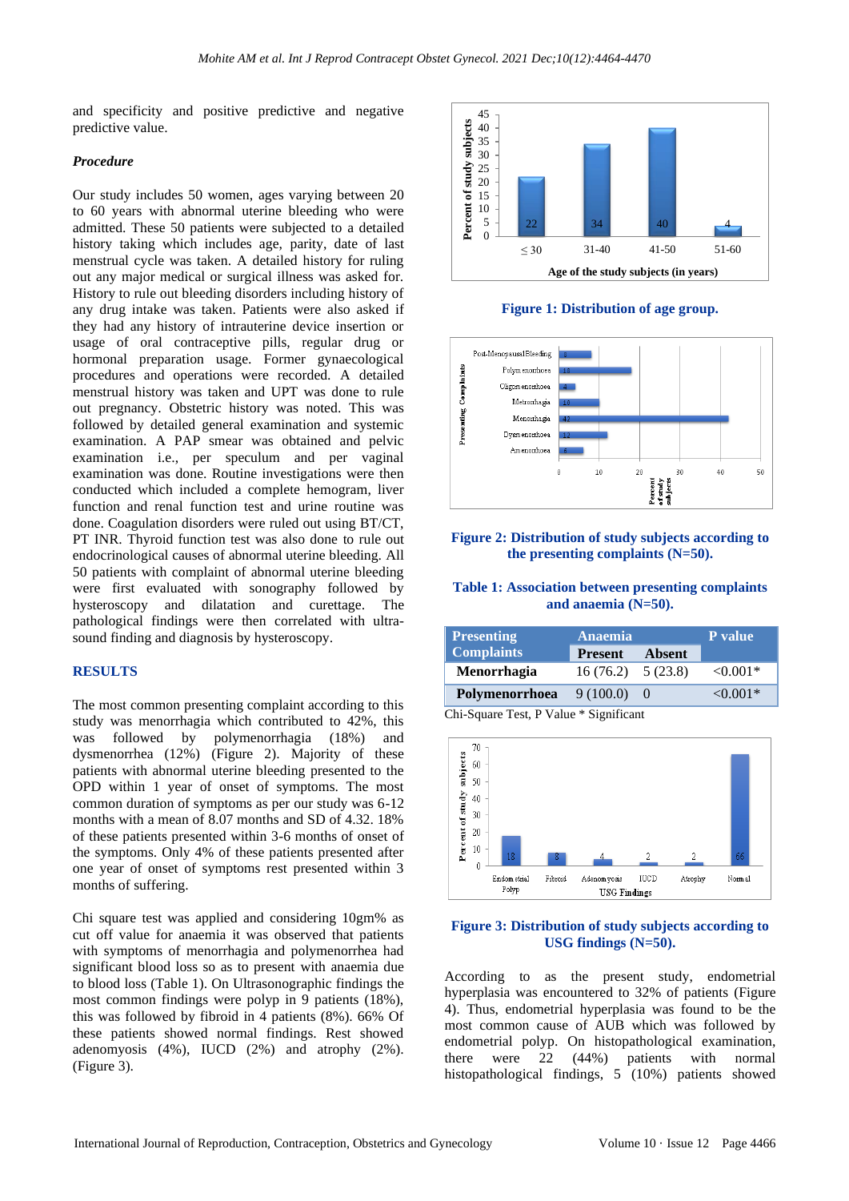and specificity and positive predictive and negative predictive value.

***Procedure***

Our study includes 50 women, ages varying between 20 to 60 years with abnormal uterine bleeding who were admitted. These 50 patients were subjected to a detailed history taking which includes age, parity, date of last menstrual cycle was taken. A detailed history for ruling out any major medical or surgical illness was asked for. History to rule out bleeding disorders including history of any drug intake was taken. Patients were also asked if they had any history of intrauterine device insertion or usage of oral contraceptive pills, regular drug or hormonal preparation usage. Former gynaecological procedures and operations were recorded. A detailed menstrual history was taken and UPT was done to rule out pregnancy. Obstetric history was noted. This was followed by detailed general examination and systemic examination. A PAP smear was obtained and pelvic examination i.e., per speculum and per vaginal examination was done. Routine investigations were then conducted which included a complete hemogram, liver function and renal function test and urine routine was done. Coagulation disorders were ruled out using BT/CT, PT INR. Thyroid function test was also done to rule out endocrinological causes of abnormal uterine bleeding. All 50 patients with complaint of abnormal uterine bleeding were first evaluated with sonography followed by hysteroscopy and dilatation and curettage. The pathological findings were then correlated with ultrasound finding and diagnosis by hysteroscopy.

## RESULTS

The most common presenting complaint according to this study was menorrhagia which contributed to 42%, this was followed by polymenorrhagia (18%) and dysmenorrhea (12%) (Figure 2). Majority of these patients with abnormal uterine bleeding presented to the OPD within 1 year of onset of symptoms. The most common duration of symptoms as per our study was 6-12 months with a mean of 8.07 months and SD of 4.32. 18% of these patients presented within 3-6 months of onset of the symptoms. Only 4% of these patients presented after one year of onset of symptoms rest presented within 3 months of suffering.

Chi square test was applied and considering 10gm% as cut off value for anaemia it was observed that patients with symptoms of menorrhagia and polymenorrhea had significant blood loss so as to present with anaemia due to blood loss (Table 1). On Ultrasonographic findings the most common findings were polyp in 9 patients (18%), this was followed by fibroid in 4 patients (8%). 66% Of these patients showed normal findings. Rest showed adenomyosis (4%), IUCD (2%) and atrophy (2%). (Figure 3).

**Figure 1: Distribution of age group.**

**Figure 2: Distribution of study subjects according to the presenting complaints (N=50).**

**Table 1: Association between presenting complaints and anaemia (N=50).**

| Presenting Complaints | Anaemia | | P value |
|---|---|---|---|
| | Present | Absent | |
| Menorrhagia | 16 (76.2) | 5 (23.8) | <0.001* |
| Polymenorrhoea | 9 (100.0) | 0 | <0.001* |

Chi-Square Test, P Value * Significant

**Figure 3: Distribution of study subjects according to USG findings (N=50).**

According to as the present study, endometrial hyperplasia was encountered to 32% of patients (Figure 4). Thus, endometrial hyperplasia was found to be the most common cause of AUB which was followed by endometrial polyp. On histopathological examination, there were 22 (44%) patients with normal histopathological findings, 5 (10%) patients showed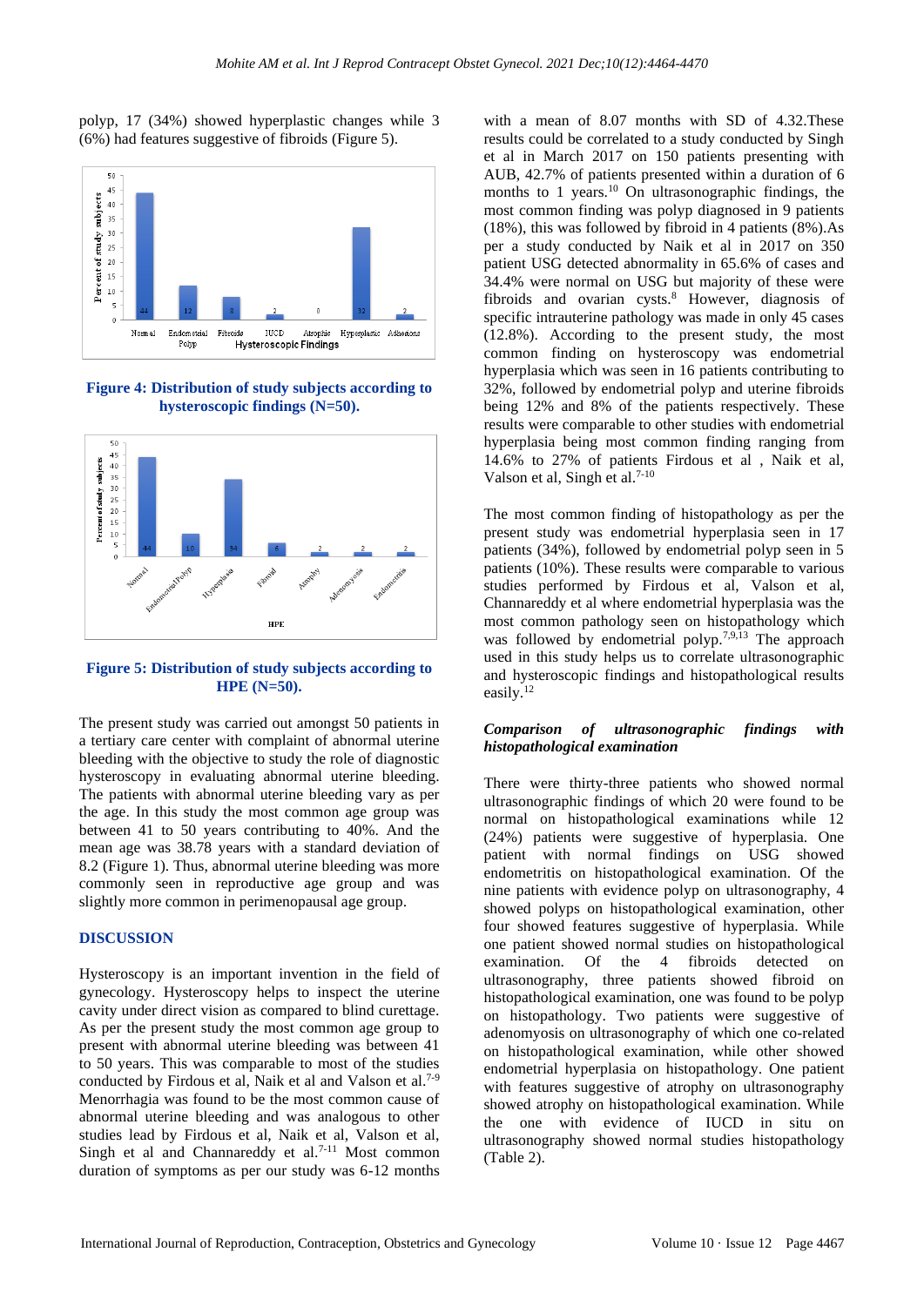polyp, 17 (34%) showed hyperplastic changes while 3 (6%) had features suggestive of fibroids (Figure 5).

**Figure 4: Distribution of study subjects according to hysteroscopic findings (N=50).**

**Figure 5: Distribution of study subjects according to HPE (N=50).**

The present study was carried out amongst 50 patients in a tertiary care center with complaint of abnormal uterine bleeding with the objective to study the role of diagnostic hysteroscopy in evaluating abnormal uterine bleeding. The patients with abnormal uterine bleeding vary as per the age. In this study the most common age group was between 41 to 50 years contributing to 40%. And the mean age was 38.78 years with a standard deviation of 8.2 (Figure 1). Thus, abnormal uterine bleeding was more commonly seen in reproductive age group and was slightly more common in perimenopausal age group.

## DISCUSSION

Hysteroscopy is an important invention in the field of gynecology. Hysteroscopy helps to inspect the uterine cavity under direct vision as compared to blind curettage. As per the present study the most common age group to present with abnormal uterine bleeding was between 41 to 50 years. This was comparable to most of the studies conducted by Firdous et al, Naik et al and Valson et al.[7-9] Menorrhagia was found to be the most common cause of abnormal uterine bleeding and was analogous to other studies lead by Firdous et al, Naik et al, Valson et al, Singh et al and Channareddy et al.[7-11] Most common duration of symptoms as per our study was 6-12 months with a mean of 8.07 months with SD of 4.32.These results could be correlated to a study conducted by Singh et al in March 2017 on 150 patients presenting with AUB, 42.7% of patients presented within a duration of 6 months to 1 years.[10] On ultrasonographic findings, the most common finding was polyp diagnosed in 9 patients (18%), this was followed by fibroid in 4 patients (8%).As per a study conducted by Naik et al in 2017 on 350 patient USG detected abnormality in 65.6% of cases and 34.4% were normal on USG but majority of these were fibroids and ovarian cysts.[8] However, diagnosis of specific intrauterine pathology was made in only 45 cases (12.8%). According to the present study, the most common finding on hysteroscopy was endometrial hyperplasia which was seen in 16 patients contributing to 32%, followed by endometrial polyp and uterine fibroids being 12% and 8% of the patients respectively. These results were comparable to other studies with endometrial hyperplasia being most common finding ranging from 14.6% to 27% of patients Firdous et al , Naik et al, Valson et al, Singh et al.[7-10]

The most common finding of histopathology as per the present study was endometrial hyperplasia seen in 17 patients (34%), followed by endometrial polyp seen in 5 patients (10%). These results were comparable to various studies performed by Firdous et al, Valson et al, Channareddy et al where endometrial hyperplasia was the most common pathology seen on histopathology which was followed by endometrial polyp.[7,9,13] The approach used in this study helps us to correlate ultrasonographic and hysteroscopic findings and histopathological results easily.[12]

### *Comparison of ultrasonographic findings with histopathological examination*

There were thirty-three patients who showed normal ultrasonographic findings of which 20 were found to be normal on histopathological examinations while 12 (24%) patients were suggestive of hyperplasia. One patient with normal findings on USG showed endometritis on histopathological examination. Of the nine patients with evidence polyp on ultrasonography, 4 showed polyps on histopathological examination, other four showed features suggestive of hyperplasia. While one patient showed normal studies on histopathological examination. Of the 4 fibroids detected on ultrasonography, three patients showed fibroid on histopathological examination, one was found to be polyp on histopathology. Two patients were suggestive of adenomyosis on ultrasonography of which one co-related on histopathological examination, while other showed endometrial hyperplasia on histopathology. One patient with features suggestive of atrophy on ultrasonography showed atrophy on histopathological examination. While the one with evidence of IUCD in situ on ultrasonography showed normal studies histopathology (Table 2).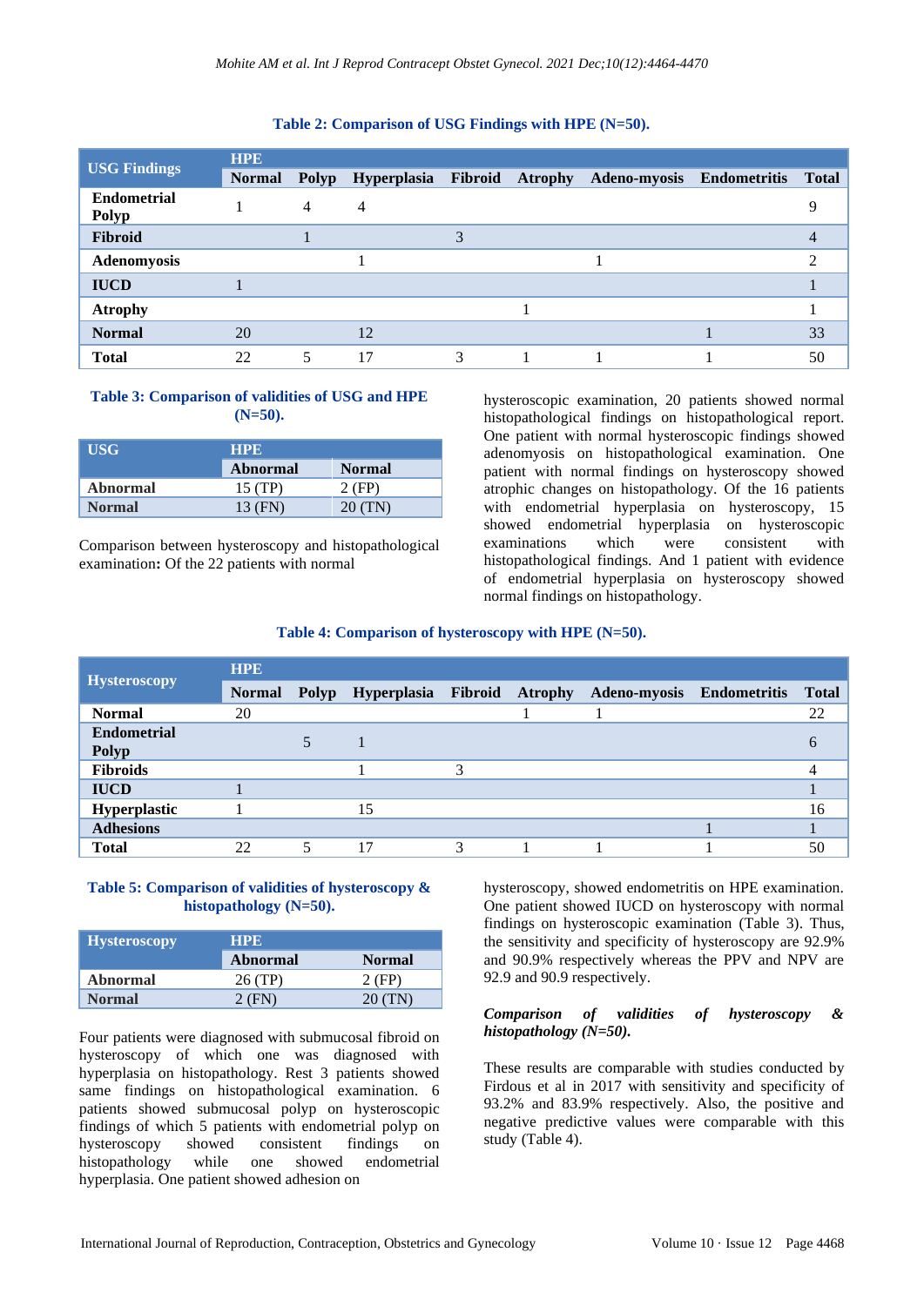**Table 2: Comparison of USG Findings with HPE (N=50).**

| USG Findings | HPE | | | | | | | |
|---|---|---|---|---|---|---|---|---|
| | Normal | Polyp | Hyperplasia | Fibroid | Atrophy | Adeno-myosis | Endometritis | Total |
| Endometrial Polyp | 1 | 4 | 4 | | | | | 9 |
| Fibroid | | 1 | | 3 | | | | 4 |
| Adenomyosis | | | 1 | | | 1 | | 2 |
| IUCD | 1 | | | | | | | 1 |
| Atrophy | | | | | 1 | | | 1 |
| Normal | 20 | | 12 | | | | 1 | 33 |
| Total | 22 | 5 | 17 | 3 | 1 | 1 | 1 | 50 |

**Table 3: Comparison of validities of USG and HPE (N=50).**

| USG | HPE | |
|---|---|---|
| | Abnormal | Normal |
| Abnormal | 15 (TP) | 2 (FP) |
| Normal | 13 (FN) | 20 (TN) |

Comparison between hysteroscopy and histopathological examination**:** Of the 22 patients with normal hysteroscopic examination, 20 patients showed normal histopathological findings on histopathological report. One patient with normal hysteroscopic findings showed adenomyosis on histopathological examination. One patient with normal findings on hysteroscopy showed atrophic changes on histopathology. Of the 16 patients with endometrial hyperplasia on hysteroscopy, 15 showed endometrial hyperplasia on hysteroscopic examinations which were consistent with histopathological findings. And 1 patient with evidence of endometrial hyperplasia on hysteroscopy showed normal findings on histopathology.

**Table 4: Comparison of hysteroscopy with HPE (N=50).**

| Hysteroscopy | HPE | | | | | | | |
|---|---|---|---|---|---|---|---|---|
| | Normal | Polyp | Hyperplasia | Fibroid | Atrophy | Adeno-myosis | Endometritis | Total |
| Normal | 20 | | | | 1 | 1 | | 22 |
| Endometrial Polyp | | 5 | 1 | | | | | 6 |
| Fibroids | | | 1 | 3 | | | | 4 |
| IUCD | 1 | | | | | | | 1 |
| Hyperplastic | 1 | | 15 | | | | | 16 |
| Adhesions | | | | | | | 1 | 1 |
| Total | 22 | 5 | 17 | 3 | 1 | 1 | 1 | 50 |

**Table 5: Comparison of validities of hysteroscopy & histopathology (N=50).**

| Hysteroscopy | HPE | |
|---|---|---|
| | Abnormal | Normal |
| Abnormal | 26 (TP) | 2 (FP) |
| Normal | 2 (FN) | 20 (TN) |

Four patients were diagnosed with submucosal fibroid on hysteroscopy of which one was diagnosed with hyperplasia on histopathology. Rest 3 patients showed same findings on histopathological examination. 6 patients showed submucosal polyp on hysteroscopic findings of which 5 patients with endometrial polyp on hysteroscopy showed consistent findings on histopathology while one showed endometrial hyperplasia. One patient showed adhesion on hysteroscopy, showed endometritis on HPE examination. One patient showed IUCD on hysteroscopy with normal findings on hysteroscopic examination (Table 3). Thus, the sensitivity and specificity of hysteroscopy are 92.9% and 90.9% respectively whereas the PPV and NPV are 92.9 and 90.9 respectively.

***Comparison of validities of hysteroscopy & histopathology (N=50).***

These results are comparable with studies conducted by Firdous et al in 2017 with sensitivity and specificity of 93.2% and 83.9% respectively. Also, the positive and negative predictive values were comparable with this study (Table 4).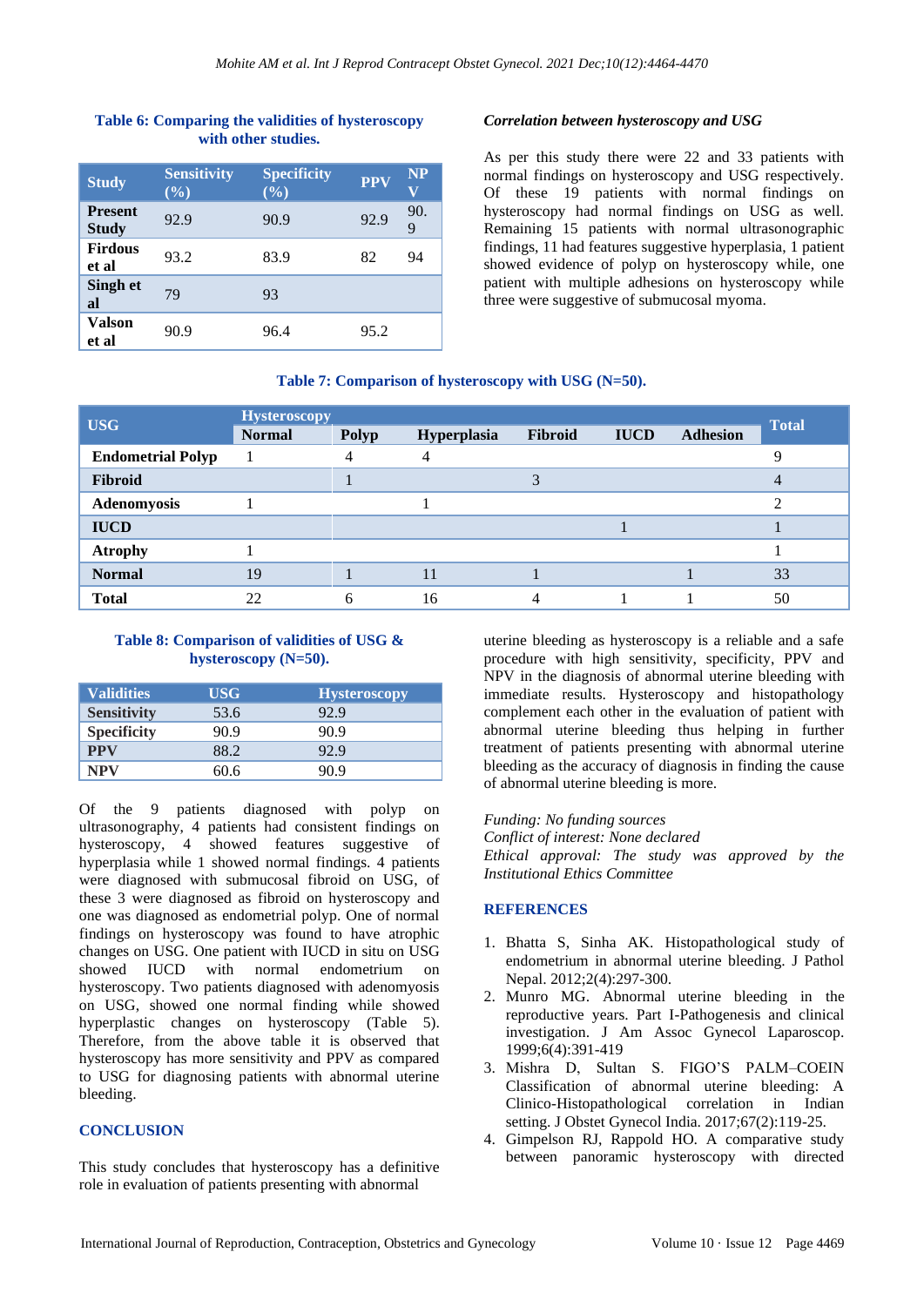**Table 6: Comparing the validities of hysteroscopy with other studies.**

| Study | Sensitivity (%) | Specificity (%) | PPV | NPV |
|---|---|---|---|---|
| **Present Study** | 92.9 | 90.9 | 92.9 | 90.9 |
| **Firdous et al** | 93.2 | 83.9 | 82 | 94 |
| **Singh et al** | 79 | 93 | | |
| **Valson et al** | 90.9 | 96.4 | 95.2 | |

### *Correlation between hysteroscopy and USG*

As per this study there were 22 and 33 patients with normal findings on hysteroscopy and USG respectively. Of these 19 patients with normal findings on hysteroscopy had normal findings on USG as well. Remaining 15 patients with normal ultrasonographic findings, 11 had features suggestive hyperplasia, 1 patient showed evidence of polyp on hysteroscopy while, one patient with multiple adhesions on hysteroscopy while three were suggestive of submucosal myoma.

**Table 7: Comparison of hysteroscopy with USG (N=50).**

| USG | Hysteroscopy | | | | | | Total |
|---|---|---|---|---|---|---|---|
| | Normal | Polyp | Hyperplasia | Fibroid | IUCD | Adhesion | |
| **Endometrial Polyp** | 1 | 4 | 4 | | | | 9 |
| **Fibroid** | | 1 | | 3 | | | 4 |
| **Adenomyosis** | 1 | | 1 | | | | 2 |
| **IUCD** | | | | | 1 | | 1 |
| **Atrophy** | 1 | | | | | | 1 |
| **Normal** | 19 | 1 | 11 | 1 | | 1 | 33 |
| **Total** | 22 | 6 | 16 | 4 | 1 | 1 | 50 |

**Table 8: Comparison of validities of USG & hysteroscopy (N=50).**

| Validities | USG | Hysteroscopy |
|---|---|---|
| **Sensitivity** | 53.6 | 92.9 |
| **Specificity** | 90.9 | 90.9 |
| **PPV** | 88.2 | 92.9 |
| **NPV** | 60.6 | 90.9 |

Of the 9 patients diagnosed with polyp on ultrasonography, 4 patients had consistent findings on hysteroscopy, 4 showed features suggestive of hyperplasia while 1 showed normal findings. 4 patients were diagnosed with submucosal fibroid on USG, of these 3 were diagnosed as fibroid on hysteroscopy and one was diagnosed as endometrial polyp. One of normal findings on hysteroscopy was found to have atrophic changes on USG. One patient with IUCD in situ on USG showed IUCD with normal endometrium on hysteroscopy. Two patients diagnosed with adenomyosis on USG, showed one normal finding while one showed hyperplastic changes on hysteroscopy (Table 5). Therefore, from the above table it is observed that hysteroscopy has more sensitivity and PPV as compared to USG for diagnosing patients with abnormal uterine bleeding.

## CONCLUSION

This study concludes that hysteroscopy has a definitive role in evaluation of patients presenting with abnormal uterine bleeding as hysteroscopy is a reliable and a safe procedure with high sensitivity, specificity, PPV and NPV in the diagnosis of abnormal uterine bleeding with immediate results. Hysteroscopy and histopathology complement each other in the evaluation of patient with abnormal uterine bleeding thus helping in further treatment of patients presenting with abnormal uterine bleeding as the accuracy of diagnosis in finding the cause of abnormal uterine bleeding is more.

*Funding: No funding sources*
*Conflict of interest: None declared*
*Ethical approval: The study was approved by the Institutional Ethics Committee*

## REFERENCES

1. Bhatta S, Sinha AK. Histopathological study of endometrium in abnormal uterine bleeding. J Pathol Nepal. 2012;2(4):297-300.
2. Munro MG. Abnormal uterine bleeding in the reproductive years. Part I-Pathogenesis and clinical investigation. J Am Assoc Gynecol Laparoscop. 1999;6(4):391-419
3. Mishra D, Sultan S. FIGO'S PALM–COEIN Classification of abnormal uterine bleeding: A Clinico-Histopathological correlation in Indian setting. J Obstet Gynecol India. 2017;67(2):119-25.
4. Gimpelson RJ, Rappold HO. A comparative study between panoramic hysteroscopy with directed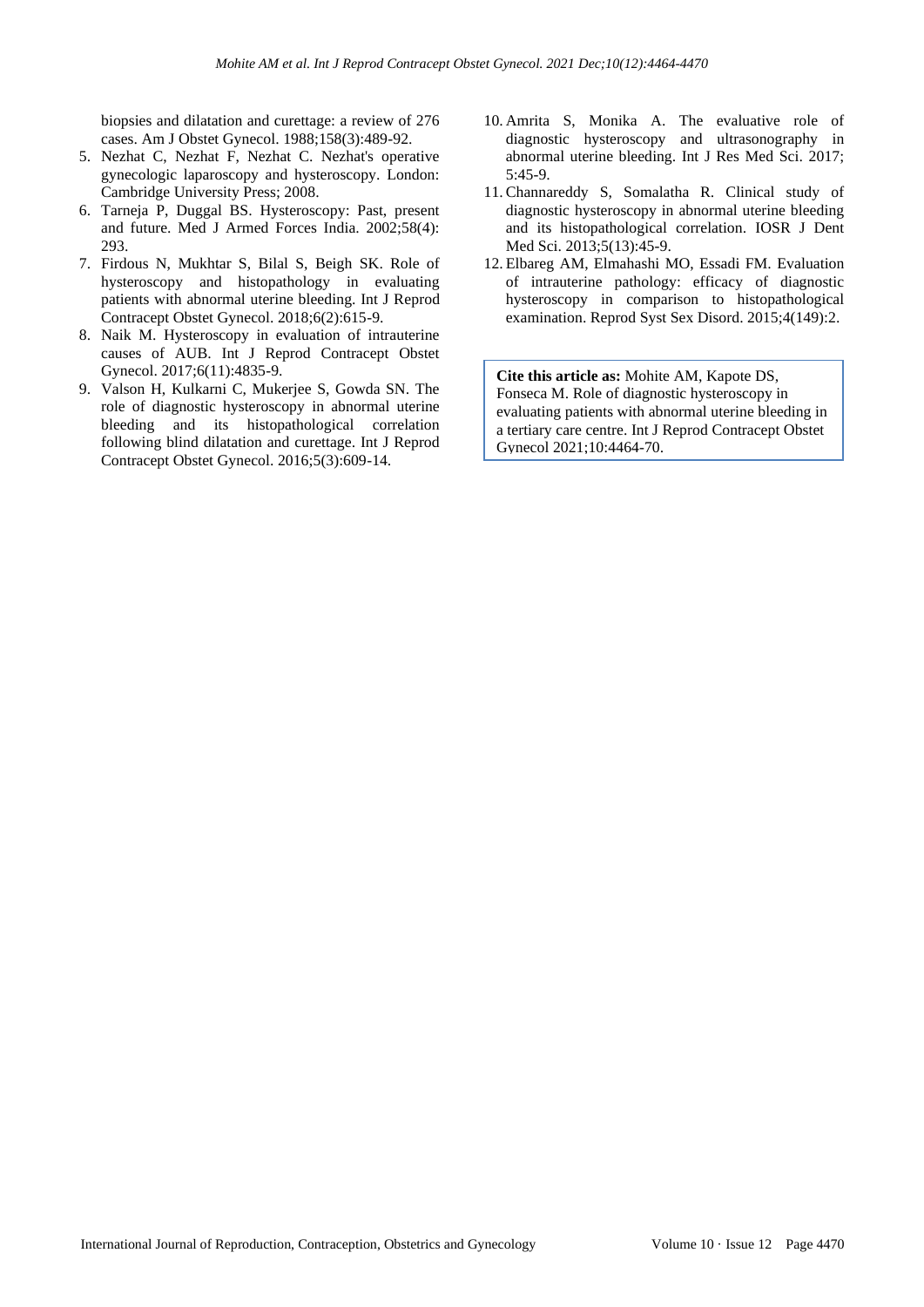biopsies and dilatation and curettage: a review of 276 cases. Am J Obstet Gynecol. 1988;158(3):489-92.

5. Nezhat C, Nezhat F, Nezhat C. Nezhat's operative gynecologic laparoscopy and hysteroscopy. London: Cambridge University Press; 2008.
6. Tarneja P, Duggal BS. Hysteroscopy: Past, present and future. Med J Armed Forces India. 2002;58(4): 293.
7. Firdous N, Mukhtar S, Bilal S, Beigh SK. Role of hysteroscopy and histopathology in evaluating patients with abnormal uterine bleeding. Int J Reprod Contracept Obstet Gynecol. 2018;6(2):615-9.
8. Naik M. Hysteroscopy in evaluation of intrauterine causes of AUB. Int J Reprod Contracept Obstet Gynecol. 2017;6(11):4835-9.
9. Valson H, Kulkarni C, Mukerjee S, Gowda SN. The role of diagnostic hysteroscopy in abnormal uterine bleeding and its histopathological correlation following blind dilatation and curettage. Int J Reprod Contracept Obstet Gynecol. 2016;5(3):609-14.
10. Amrita S, Monika A. The evaluative role of diagnostic hysteroscopy and ultrasonography in abnormal uterine bleeding. Int J Res Med Sci. 2017; 5:45-9.
11. Channareddy S, Somalatha R. Clinical study of diagnostic hysteroscopy in abnormal uterine bleeding and its histopathological correlation. IOSR J Dent Med Sci. 2013;5(13):45-9.
12. Elbareg AM, Elmahashi MO, Essadi FM. Evaluation of intrauterine pathology: efficacy of diagnostic hysteroscopy in comparison to histopathological examination. Reprod Syst Sex Disord. 2015;4(149):2.

**Cite this article as:** Mohite AM, Kapote DS, Fonseca M. Role of diagnostic hysteroscopy in evaluating patients with abnormal uterine bleeding in a tertiary care centre. Int J Reprod Contracept Obstet Gynecol 2021;10:4464-70.